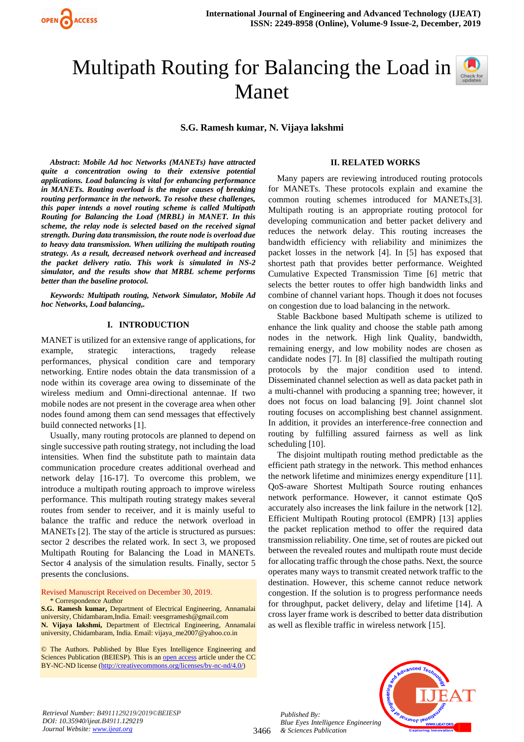# Multipath Routing for Balancing the Load in Manet

**S.G. Ramesh kumar, N. Vijaya lakshmi**

***Abstract*: Mobile Ad hoc Networks (MANETs) have attracted quite a concentration owing to their extensive potential applications. Load balancing is vital for enhancing performance in MANETs. Routing overload is the major causes of breaking routing performance in the network. To resolve these challenges, this paper intends a novel routing scheme is called Multipath Routing for Balancing the Load (MRBL) in MANET. In this scheme, the relay node is selected based on the received signal strength. During data transmission, the route node is overload due to heavy data transmission. When utilizing the multipath routing strategy. As a result, decreased network overhead and increased the packet delivery ratio. This work is simulated in NS-2 simulator, and the results show that MRBL scheme performs better than the baseline protocol.***

***Keywords: Multipath routing, Network Simulator, Mobile Ad hoc Networks, Load balancing,.***

## I. INTRODUCTION

MANET is utilized for an extensive range of applications, for example, strategic interactions, tragedy release performances, physical condition care and temporary networking. Entire nodes obtain the data transmission of a node within its coverage area owing to disseminate of the wireless medium and Omni-directional antennae. If two mobile nodes are not present in the coverage area when other nodes found among them can send messages that effectively build connected networks [1].

Usually, many routing protocols are planned to depend on single successive path routing strategy, not including the load intensities. When find the substitute path to maintain data communication procedure creates additional overhead and network delay [16-17]. To overcome this problem, we introduce a multipath routing approach to improve wireless performance. This multipath routing strategy makes several routes from sender to receiver, and it is mainly useful to balance the traffic and reduce the network overload in MANETs [2]. The stay of the article is structured as pursues: sector 2 describes the related work. In sect 3, we proposed Multipath Routing for Balancing the Load in MANETs. Sector 4 analysis of the simulation results. Finally, sector 5 presents the conclusions.

Revised Manuscript Received on December 30, 2019.

\* Correspondence Author

**S.G. Ramesh kumar,** Department of Electrical Engineering, Annamalai university, Chidambaram,India. Email: veesgrramesh@gmail.com

**N. Vijaya lakshmi,** Department of Electrical Engineering, Annamalai university, Chidambaram, India. Email: vijaya_me2007@yahoo.co.in

© The Authors. Published by Blue Eyes Intelligence Engineering and Sciences Publication (BEIESP). This is an open access article under the CC BY-NC-ND license (http://creativecommons.org/licenses/by-nc-nd/4.0/)

## II. RELATED WORKS

Many papers are reviewing introduced routing protocols for MANETs. These protocols explain and examine the common routing schemes introduced for MANETs,[3]. Multipath routing is an appropriate routing protocol for developing communication and better packet delivery and reduces the network delay. This routing increases the bandwidth efficiency with reliability and minimizes the packet losses in the network [4]. In [5] has exposed that shortest path that provides better performance. Weighted Cumulative Expected Transmission Time [6] metric that selects the better routes to offer high bandwidth links and combine of channel variant hops. Though it does not focuses on congestion due to load balancing in the network.

Stable Backbone based Multipath scheme is utilized to enhance the link quality and choose the stable path among nodes in the network. High link Quality, bandwidth, remaining energy, and low mobility nodes are chosen as candidate nodes [7]. In [8] classified the multipath routing protocols by the major condition used to intend. Disseminated channel selection as well as data packet path in a multi-channel with producing a spanning tree; however, it does not focus on load balancing [9]. Joint channel slot routing focuses on accomplishing best channel assignment. In addition, it provides an interference-free connection and routing by fulfilling assured fairness as well as link scheduling [10].

The disjoint multipath routing method predictable as the efficient path strategy in the network. This method enhances the network lifetime and minimizes energy expenditure [11]. QoS-aware Shortest Multipath Source routing enhances network performance. However, it cannot estimate QoS accurately also increases the link failure in the network [12]. Efficient Multipath Routing protocol (EMPR) [13] applies the packet replication method to offer the required data transmission reliability. One time, set of routes are picked out between the revealed routes and multipath route must decide for allocating traffic through the chose paths. Next, the source operates many ways to transmit created network traffic to the destination. However, this scheme cannot reduce network congestion. If the solution is to progress performance needs for throughput, packet delivery, delay and lifetime [14]. A cross layer frame work is described to better data distribution as well as flexible traffic in wireless network [15].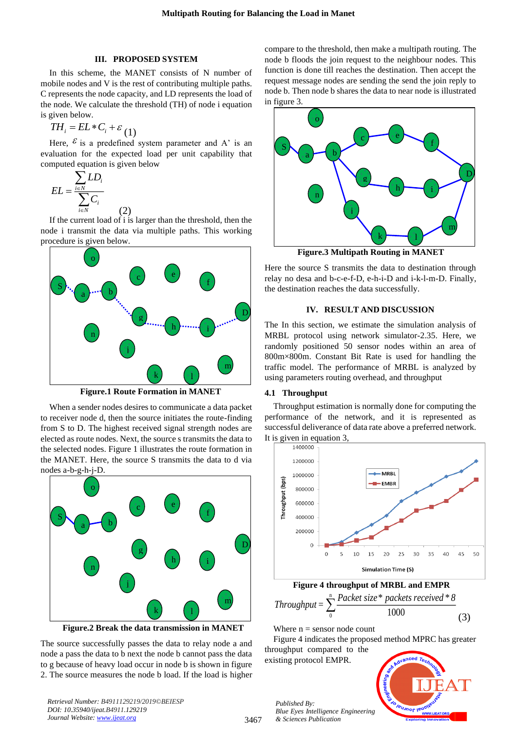## III. PROPOSED SYSTEM

In this scheme, the MANET consists of N number of mobile nodes and V is the rest of contributing multiple paths. C represents the node capacity, and LD represents the load of the node. We calculate the threshold (TH) of node i equation is given below.

$$TH_i = EL * C_i + \varepsilon \quad (1)$$

Here, $\varepsilon$ is a predefined system parameter and A' is an evaluation for the expected load per unit capability that computed equation is given below

$$EL = \frac{\sum_{i \in N} LD_i}{\sum_{i \in N} C_i} \quad (2)$$

If the current load of i is larger than the threshold, then the node i transmit the data via multiple paths. This working procedure is given below.

**Figure.1 Route Formation in MANET**

When a sender nodes desires to communicate a data packet to receiver node d, then the source initiates the route-finding from S to D. The highest received signal strength nodes are elected as route nodes. Next, the source s transmits the data to the selected nodes. Figure 1 illustrates the route formation in the MANET. Here, the source S transmits the data to d via nodes a-b-g-h-j-D.

**Figure.2 Break the data transmission in MANET**

The source successfully passes the data to relay node a and node a pass the data to b next the node b cannot pass the data to g because of heavy load occur in node b is shown in figure 2. The source measures the node b load. If the load is higher compare to the threshold, then make a multipath routing. The node b floods the join request to the neighbour nodes. This function is done till reaches the destination. Then accept the request message nodes are sending the send the join reply to node b. Then node b shares the data to near node is illustrated in figure 3.

**Figure.3 Multipath Routing in MANET**

Here the source S transmits the data to destination through relay no desa and b-c-e-f-D, e-h-i-D and i-k-l-m-D. Finally, the destination reaches the data successfully.

## IV. RESULT AND DISCUSSION

The In this section, we estimate the simulation analysis of MRBL protocol using network simulator-2.35. Here, we randomly positioned 50 sensor nodes within an area of 800m×800m. Constant Bit Rate is used for handling the traffic model. The performance of MRBL is analyzed by using parameters routing overhead, and throughput

### 4.1 Throughput

Throughput estimation is normally done for computing the performance of the network, and it is represented as successful deliverance of data rate above a preferred network. It is given in equation 3,

**Figure 4 throughput of MRBL and EMPR**

$$Throughput = \sum_{0}^{n} \frac{Packet\ size * packets\ received * 8}{1000} \quad (3)$$

Where n = sensor node count

Figure 4 indicates the proposed method MPRC has greater throughput compared to the existing protocol EMPR.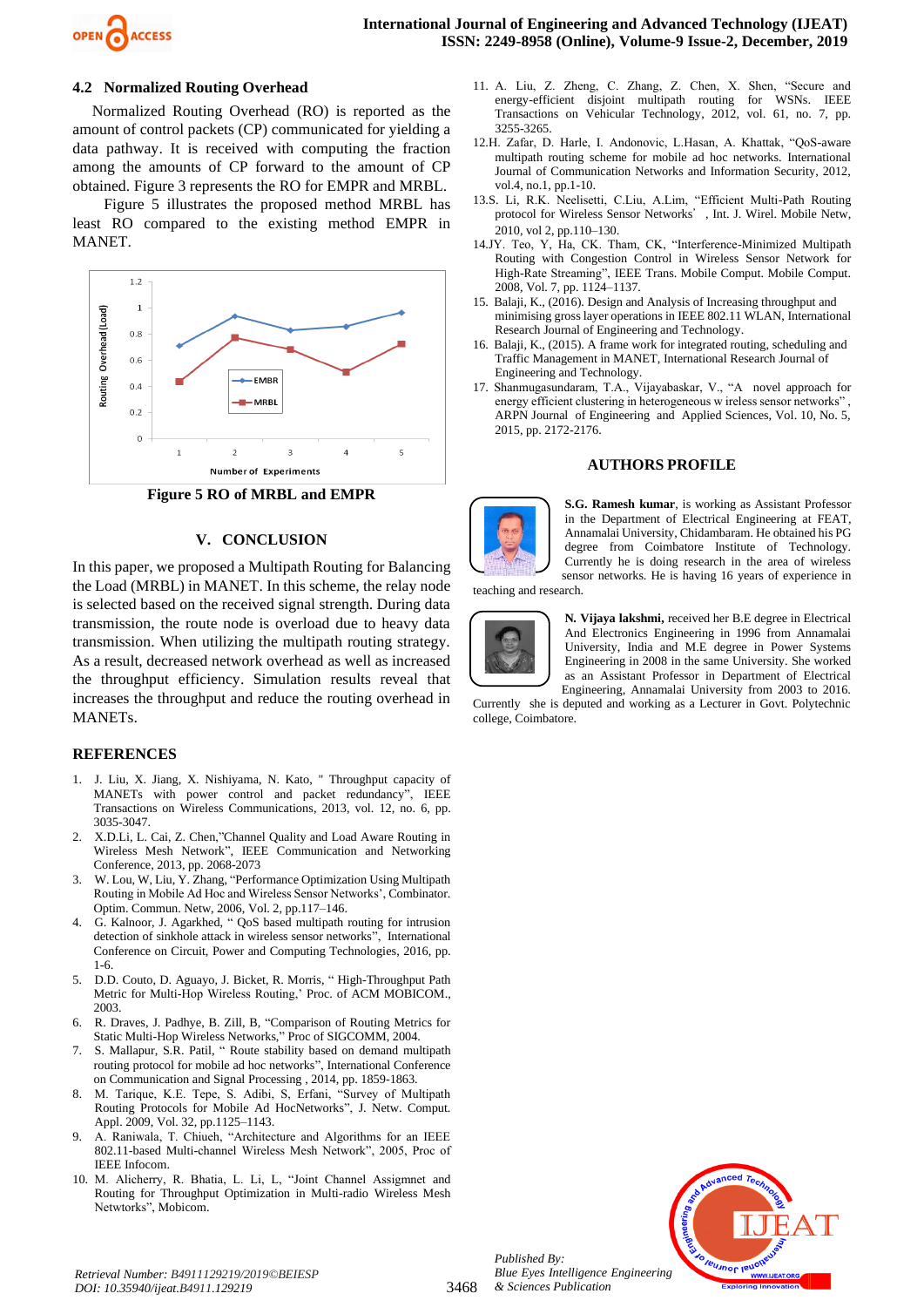### 4.2 Normalized Routing Overhead

Normalized Routing Overhead (RO) is reported as the amount of control packets (CP) communicated for yielding a data pathway. It is received with computing the fraction among the amounts of CP forward to the amount of CP obtained. Figure 3 represents the RO for EMPR and MRBL.

Figure 5 illustrates the proposed method MRBL has least RO compared to the existing method EMPR in MANET.

Routing Overhead (Load)
1.2
1
0.8
0.6
0.4
0.2
0
1
2
3
4
5
Number of Experiments
EMBR
MRBL

**Figure 5 RO of MRBL and EMPR**

## V. CONCLUSION

In this paper, we proposed a Multipath Routing for Balancing the Load (MRBL) in MANET. In this scheme, the relay node is selected based on the received signal strength. During data transmission, the route node is overload due to heavy data transmission. When utilizing the multipath routing strategy. As a result, decreased network overhead as well as increased the throughput efficiency. Simulation results reveal that increases the throughput and reduce the routing overhead in MANETs.

## REFERENCES

1. J. Liu, X. Jiang, X. Nishiyama, N. Kato, " Throughput capacity of MANETs with power control and packet redundancy", IEEE Transactions on Wireless Communications, 2013, vol. 12, no. 6, pp. 3035-3047.
2. X.D.Li, L. Cai, Z. Chen,"Channel Quality and Load Aware Routing in Wireless Mesh Network", IEEE Communication and Networking Conference, 2013, pp. 2068-2073
3. W. Lou, W, Liu, Y. Zhang, "Performance Optimization Using Multipath Routing in Mobile Ad Hoc and Wireless Sensor Networks', Combinator. Optim. Commun. Netw, 2006, Vol. 2, pp.117–146.
4. G. Kalnoor, J. Agarkhed, " QoS based multipath routing for intrusion detection of sinkhole attack in wireless sensor networks", International Conference on Circuit, Power and Computing Technologies, 2016, pp. 1-6.
5. D.D. Couto, D. Aguayo, J. Bicket, R. Morris, " High-Throughput Path Metric for Multi-Hop Wireless Routing,' Proc. of ACM MOBICOM., 2003.
6. R. Draves, J. Padhye, B. Zill, B, "Comparison of Routing Metrics for Static Multi-Hop Wireless Networks," Proc of SIGCOMM, 2004.
7. S. Mallapur, S.R. Patil, " Route stability based on demand multipath routing protocol for mobile ad hoc networks", International Conference on Communication and Signal Processing , 2014, pp. 1859-1863.
8. M. Tarique, K.E. Tepe, S. Adibi, S, Erfani, "Survey of Multipath Routing Protocols for Mobile Ad HocNetworks", J. Netw. Comput. Appl. 2009, Vol. 32, pp.1125–1143.
9. A. Raniwala, T. Chiueh, "Architecture and Algorithms for an IEEE 802.11-based Multi-channel Wireless Mesh Network", 2005, Proc of IEEE Infocom.
10. M. Alicherry, R. Bhatia, L. Li, L, "Joint Channel Assigmnet and Routing for Throughput Optimization in Multi-radio Wireless Mesh Netwtorks", Mobicom.
11. A. Liu, Z. Zheng, C. Zhang, Z. Chen, X. Shen, "Secure and energy-efficient disjoint multipath routing for WSNs. IEEE Transactions on Vehicular Technology, 2012, vol. 61, no. 7, pp. 3255-3265.
12. H. Zafar, D. Harle, I. Andonovic, L.Hasan, A. Khattak, "QoS-aware multipath routing scheme for mobile ad hoc networks. International Journal of Communication Networks and Information Security, 2012, vol.4, no.1, pp.1-10.
13. S. Li, R.K. Neelisetti, C.Liu, A.Lim, "Efficient Multi-Path Routing protocol for Wireless Sensor Networks' , Int. J. Wirel. Mobile Netw, 2010, vol 2, pp.110–130.
14. JY. Teo, Y, Ha, CK. Tham, CK, "Interference-Minimized Multipath Routing with Congestion Control in Wireless Sensor Network for High-Rate Streaming", IEEE Trans. Mobile Comput. Mobile Comput. 2008, Vol. 7, pp. 1124–1137.
15. Balaji, K., (2016). Design and Analysis of Increasing throughput and minimising gross layer operations in IEEE 802.11 WLAN, International Research Journal of Engineering and Technology.
16. Balaji, K., (2015). A frame work for integrated routing, scheduling and Traffic Management in MANET, International Research Journal of Engineering and Technology.
17. Shanmugasundaram, T.A., Vijayabaskar, V., "A novel approach for energy efficient clustering in heterogeneous w ireless sensor networks" , ARPN Journal of Engineering and Applied Sciences, Vol. 10, No. 5, 2015, pp. 2172-2176.

## AUTHORS PROFILE

**S.G. Ramesh kumar**, is working as Assistant Professor in the Department of Electrical Engineering at FEAT, Annamalai University, Chidambaram. He obtained his PG degree from Coimbatore Institute of Technology. Currently he is doing research in the area of wireless sensor networks. He is having 16 years of experience in teaching and research.

**N. Vijaya lakshmi,** received her B.E degree in Electrical And Electronics Engineering in 1996 from Annamalai University, India and M.E degree in Power Systems Engineering in 2008 in the same University. She worked as an Assistant Professor in Department of Electrical Engineering, Annamalai University from 2003 to 2016. Currently she is deputed and working as a Lecturer in Govt. Polytechnic college, Coimbatore.